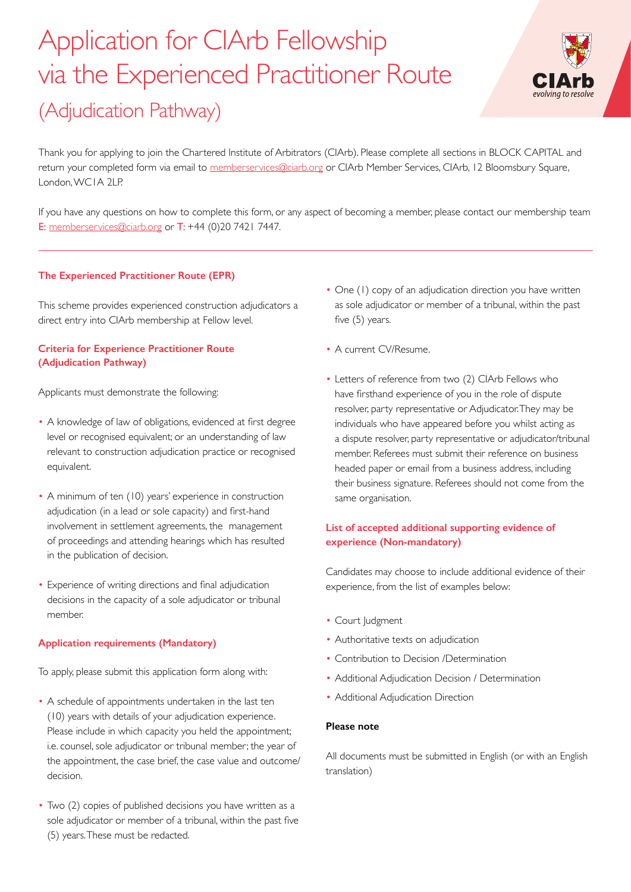# Application for CIArb Fellowship via the Experienced Practitioner Route

## (Adjudication Pathway)

Thank you for applying to join the Chartered Institute of Arbitrators (CIArb). Please complete all sections in BLOCK CAPITAL and return your completed form via email to memberservices@ciarb.org or CIArb Member Services, CIArb, 12 Bloomsbury Square, London, WC1A 2LP.

If you have any questions on how to complete this form, or any aspect of becoming a member, please contact our membership team E: memberservices@ciarb.org or T: +44 (0)20 7421 7447.

---

### The Experienced Practitioner Route (EPR)

This scheme provides experienced construction adjudicators a direct entry into CIArb membership at Fellow level.

### Criteria for Experience Practitioner Route (Adjudication Pathway)

Applicants must demonstrate the following:

- A knowledge of law of obligations, evidenced at first degree level or recognised equivalent; or an understanding of law relevant to construction adjudication practice or recognised equivalent.
- A minimum of ten (10) years' experience in construction adjudication (in a lead or sole capacity) and first-hand involvement in settlement agreements, the management of proceedings and attending hearings which has resulted in the publication of decision.
- Experience of writing directions and final adjudication decisions in the capacity of a sole adjudicator or tribunal member.

### Application requirements (Mandatory)

To apply, please submit this application form along with:

- A schedule of appointments undertaken in the last ten (10) years with details of your adjudication experience. Please include in which capacity you held the appointment; i.e. counsel, sole adjudicator or tribunal member; the year of the appointment, the case brief, the case value and outcome/decision.
- Two (2) copies of published decisions you have written as a sole adjudicator or member of a tribunal, within the past five (5) years. These must be redacted.
- One (1) copy of an adjudication direction you have written as sole adjudicator or member of a tribunal, within the past five (5) years.
- A current CV/Resume.
- Letters of reference from two (2) CIArb Fellows who have firsthand experience of you in the role of dispute resolver, party representative or Adjudicator. They may be individuals who have appeared before you whilst acting as a dispute resolver, party representative or adjudicator/tribunal member. Referees must submit their reference on business headed paper or email from a business address, including their business signature. Referees should not come from the same organisation.

### List of accepted additional supporting evidence of experience (Non-mandatory)

Candidates may choose to include additional evidence of their experience, from the list of examples below:

- Court Judgment
- Authoritative texts on adjudication
- Contribution to Decision /Determination
- Additional Adjudication Decision / Determination
- Additional Adjudication Direction

**Please note**

All documents must be submitted in English (or with an English translation)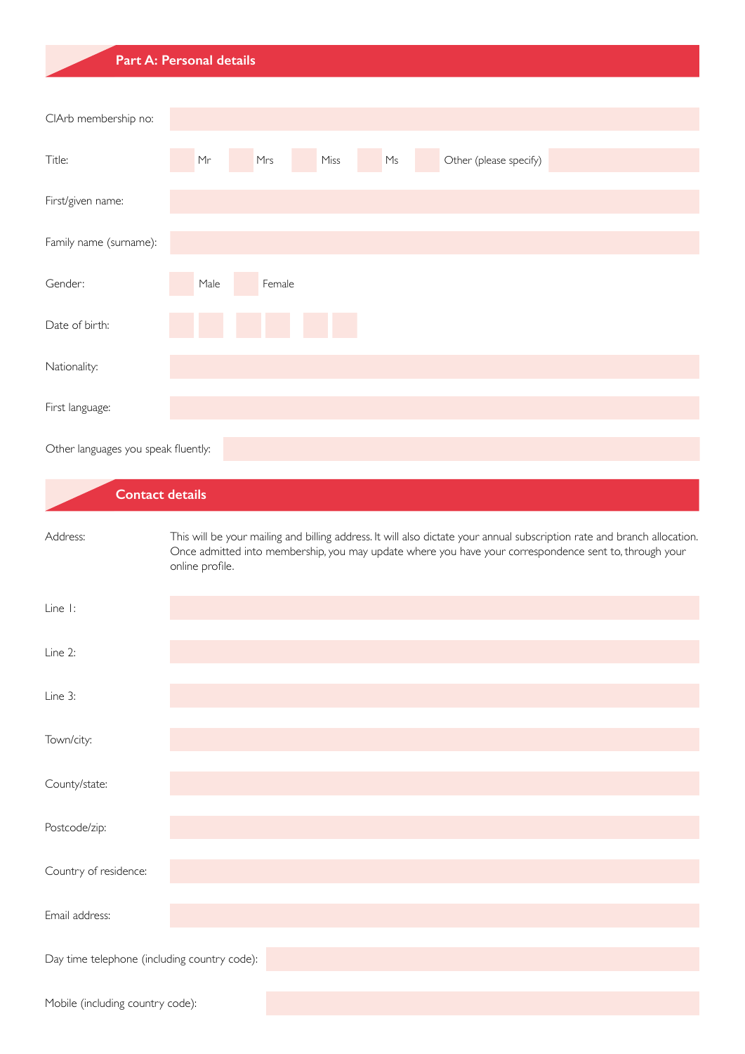## Part A: Personal details

CIArb membership no:

Title: Mr Mrs Miss Ms Other (please specify)

First/given name:

Family name (surname):

Gender: Male Female

Date of birth:

Nationality:

First language:

Other languages you speak fluently:

## Contact details

Address: This will be your mailing and billing address. It will also dictate your annual subscription rate and branch allocation. Once admitted into membership, you may update where you have your correspondence sent to, through your online profile.

Line 1:

Line 2:

Line 3:

Town/city:

County/state:

Postcode/zip:

Country of residence:

Email address:

Day time telephone (including country code):

Mobile (including country code):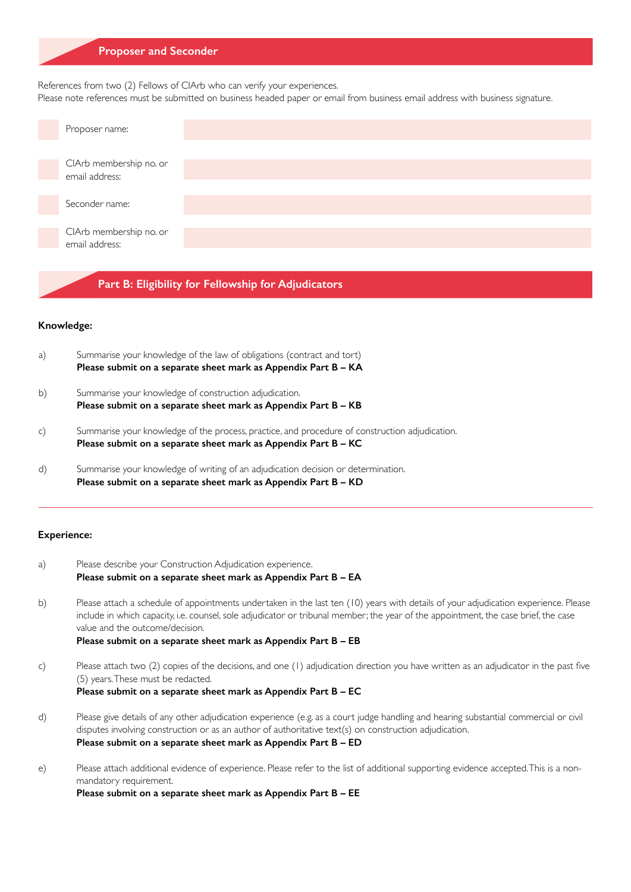## Proposer and Seconder

References from two (2) Fellows of CIArb who can verify your experiences.
Please note references must be submitted on business headed paper or email from business email address with business signature.

| | |
|---|---|
| Proposer name: | |
| CIArb membership no. or email address: | |
| Seconder name: | |
| CIArb membership no. or email address: | |

## Part B: Eligibility for Fellowship for Adjudicators

**Knowledge:**

a) Summarise your knowledge of the law of obligations (contract and tort)
**Please submit on a separate sheet mark as Appendix Part B – KA**

b) Summarise your knowledge of construction adjudication.
**Please submit on a separate sheet mark as Appendix Part B – KB**

c) Summarise your knowledge of the process, practice, and procedure of construction adjudication.
**Please submit on a separate sheet mark as Appendix Part B – KC**

d) Summarise your knowledge of writing of an adjudication decision or determination.
**Please submit on a separate sheet mark as Appendix Part B – KD**

---

**Experience:**

a) Please describe your Construction Adjudication experience.
**Please submit on a separate sheet mark as Appendix Part B – EA**

b) Please attach a schedule of appointments undertaken in the last ten (10) years with details of your adjudication experience. Please include in which capacity, i.e. counsel, sole adjudicator or tribunal member; the year of the appointment, the case brief, the case value and the outcome/decision.
**Please submit on a separate sheet mark as Appendix Part B – EB**

c) Please attach two (2) copies of the decisions, and one (1) adjudication direction you have written as an adjudicator in the past five (5) years. These must be redacted.
**Please submit on a separate sheet mark as Appendix Part B – EC**

d) Please give details of any other adjudication experience (e.g. as a court judge handling and hearing substantial commercial or civil disputes involving construction or as an author of authoritative text(s) on construction adjudication.
**Please submit on a separate sheet mark as Appendix Part B – ED**

e) Please attach additional evidence of experience. Please refer to the list of additional supporting evidence accepted. This is a non-mandatory requirement.
**Please submit on a separate sheet mark as Appendix Part B – EE**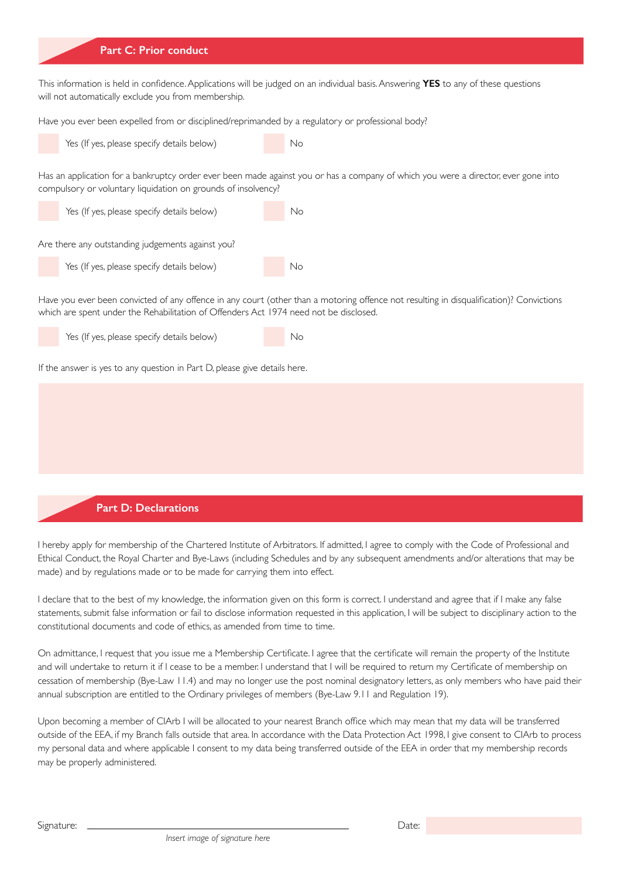## Part C: Prior conduct

This information is held in confidence. Applications will be judged on an individual basis. Answering **YES** to any of these questions will not automatically exclude you from membership.

Have you ever been expelled from or disciplined/reprimanded by a regulatory or professional body?

- [ ] Yes (If yes, please specify details below)
- [ ] No

Has an application for a bankruptcy order ever been made against you or has a company of which you were a director, ever gone into compulsory or voluntary liquidation on grounds of insolvency?

- [ ] Yes (If yes, please specify details below)
- [ ] No

Are there any outstanding judgements against you?

- [ ] Yes (If yes, please specify details below)
- [ ] No

Have you ever been convicted of any offence in any court (other than a motoring offence not resulting in disqualification)? Convictions which are spent under the Rehabilitation of Offenders Act 1974 need not be disclosed.

- [ ] Yes (If yes, please specify details below)
- [ ] No

If the answer is yes to any question in Part D, please give details here.

## Part D: Declarations

I hereby apply for membership of the Chartered Institute of Arbitrators. If admitted, I agree to comply with the Code of Professional and Ethical Conduct, the Royal Charter and Bye-Laws (including Schedules and by any subsequent amendments and/or alterations that may be made) and by regulations made or to be made for carrying them into effect.

I declare that to the best of my knowledge, the information given on this form is correct. I understand and agree that if I make any false statements, submit false information or fail to disclose information requested in this application, I will be subject to disciplinary action to the constitutional documents and code of ethics, as amended from time to time.

On admittance, I request that you issue me a Membership Certificate. I agree that the certificate will remain the property of the Institute and will undertake to return it if I cease to be a member. I understand that I will be required to return my Certificate of membership on cessation of membership (Bye-Law 11.4) and may no longer use the post nominal designatory letters, as only members who have paid their annual subscription are entitled to the Ordinary privileges of members (Bye-Law 9.11 and Regulation 19).

Upon becoming a member of CIArb I will be allocated to your nearest Branch office which may mean that my data will be transferred outside of the EEA, if my Branch falls outside that area. In accordance with the Data Protection Act 1998, I give consent to CIArb to process my personal data and where applicable I consent to my data being transferred outside of the EEA in order that my membership records may be properly administered.

Signature: ______________________________

*Insert image of signature here*

Date: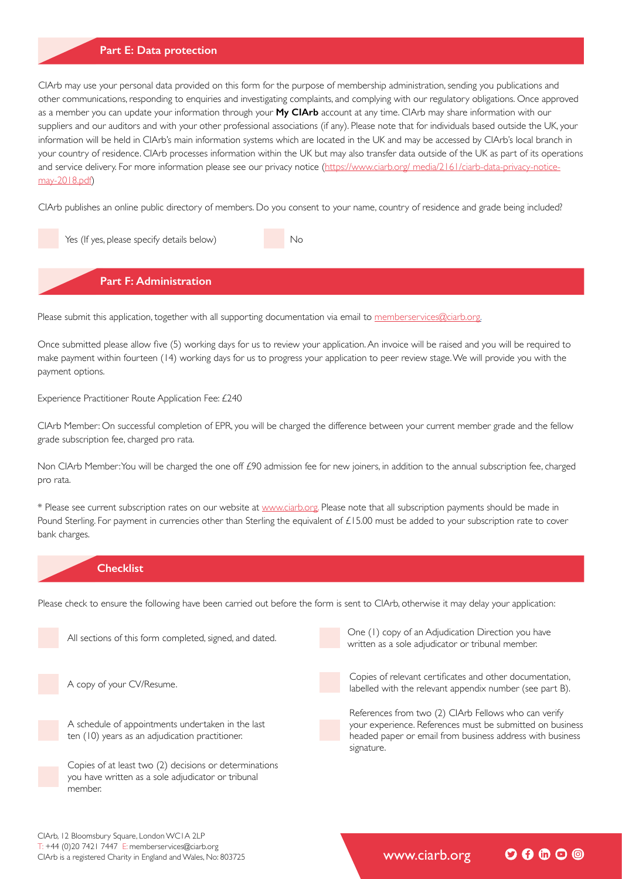## Part E: Data protection

CIArb may use your personal data provided on this form for the purpose of membership administration, sending you publications and other communications, responding to enquiries and investigating complaints, and complying with our regulatory obligations. Once approved as a member you can update your information through your **My CIArb** account at any time. CIArb may share information with our suppliers and our auditors and with your other professional associations (if any). Please note that for individuals based outside the UK, your information will be held in CIArb's main information systems which are located in the UK and may be accessed by CIArb's local branch in your country of residence. CIArb processes information within the UK but may also transfer data outside of the UK as part of its operations and service delivery. For more information please see our privacy notice (https://www.ciarb.org/ media/2161/ciarb-data-privacy-notice-may-2018.pdf)

CIArb publishes an online public directory of members. Do you consent to your name, country of residence and grade being included?

- [ ] Yes (If yes, please specify details below)
- [ ] No

## Part F: Administration

Please submit this application, together with all supporting documentation via email to memberservices@ciarb.org.

Once submitted please allow five (5) working days for us to review your application. An invoice will be raised and you will be required to make payment within fourteen (14) working days for us to progress your application to peer review stage. We will provide you with the payment options.

Experience Practitioner Route Application Fee: £240

CIArb Member: On successful completion of EPR, you will be charged the difference between your current member grade and the fellow grade subscription fee, charged pro rata.

Non CIArb Member: You will be charged the one off £90 admission fee for new joiners, in addition to the annual subscription fee, charged pro rata.

* Please see current subscription rates on our website at www.ciarb.org. Please note that all subscription payments should be made in Pound Sterling. For payment in currencies other than Sterling the equivalent of £15.00 must be added to your subscription rate to cover bank charges.

## Checklist

Please check to ensure the following have been carried out before the form is sent to CIArb, otherwise it may delay your application:

- [ ] All sections of this form completed, signed, and dated.
- [ ] A copy of your CV/Resume.
- [ ] A schedule of appointments undertaken in the last ten (10) years as an adjudication practitioner.
- [ ] Copies of at least two (2) decisions or determinations you have written as a sole adjudicator or tribunal member.
- [ ] One (1) copy of an Adjudication Direction you have written as a sole adjudicator or tribunal member.
- [ ] Copies of relevant certificates and other documentation, labelled with the relevant appendix number (see part B).
- [ ] References from two (2) CIArb Fellows who can verify your experience. References must be submitted on business headed paper or email from business address with business signature.

CIArb, 12 Bloomsbury Square, London WC1A 2LP
T: +44 (0)20 7421 7447 E: memberservices@ciarb.org
CIArb is a registered Charity in England and Wales, No: 803725

www.ciarb.org